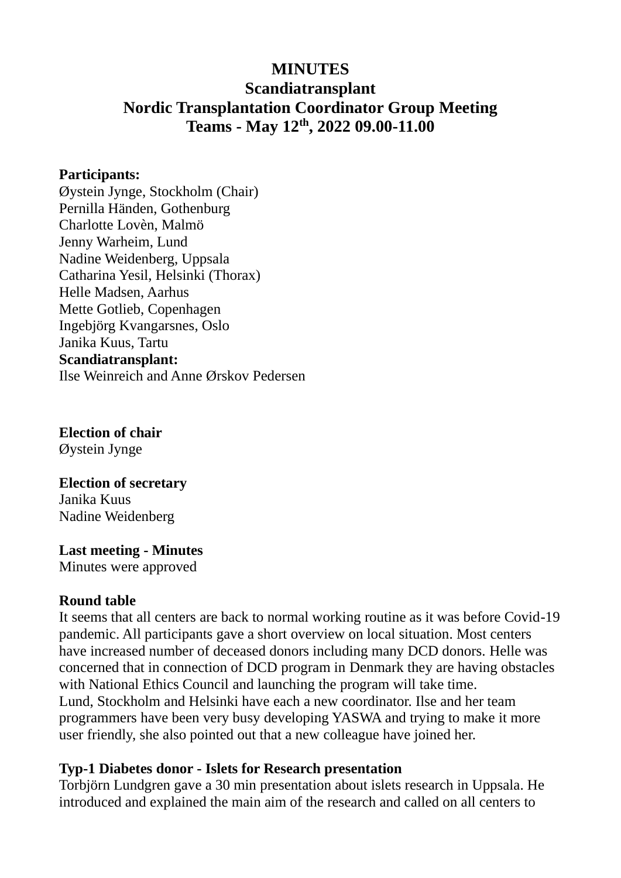# MINUTES
## Scandiatransplant
## Nordic Transplantation Coordinator Group Meeting
## Teams - May 12th, 2022 09.00-11.00

**Participants:**
Øystein Jynge, Stockholm (Chair)
Pernilla Händen, Gothenburg
Charlotte Lovèn, Malmö
Jenny Warheim, Lund
Nadine Weidenberg, Uppsala
Catharina Yesil, Helsinki (Thorax)
Helle Madsen, Aarhus
Mette Gotlieb, Copenhagen
Ingebjörg Kvangarsnes, Oslo
Janika Kuus, Tartu
**Scandiatransplant:**
Ilse Weinreich and Anne Ørskov Pedersen

**Election of chair**
Øystein Jynge

**Election of secretary**
Janika Kuus
Nadine Weidenberg

**Last meeting - Minutes**
Minutes were approved

**Round table**
It seems that all centers are back to normal working routine as it was before Covid-19 pandemic. All participants gave a short overview on local situation. Most centers have increased number of deceased donors including many DCD donors. Helle was concerned that in connection of DCD program in Denmark they are having obstacles with National Ethics Council and launching the program will take time.
Lund, Stockholm and Helsinki have each a new coordinator. Ilse and her team programmers have been very busy developing YASWA and trying to make it more user friendly, she also pointed out that a new colleague have joined her.

**Typ-1 Diabetes donor - Islets for Research presentation**
Torbjörn Lundgren gave a 30 min presentation about islets research in Uppsala. He introduced and explained the main aim of the research and called on all centers to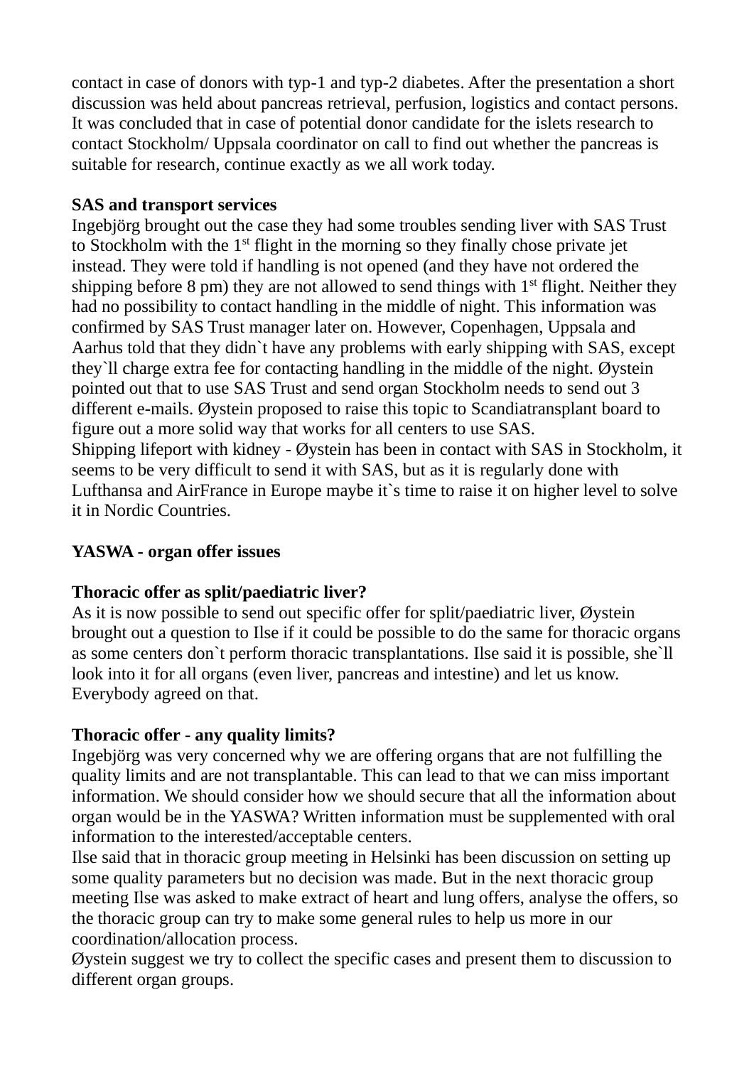contact in case of donors with typ-1 and typ-2 diabetes. After the presentation a short discussion was held about pancreas retrieval, perfusion, logistics and contact persons. It was concluded that in case of potential donor candidate for the islets research to contact Stockholm/ Uppsala coordinator on call to find out whether the pancreas is suitable for research, continue exactly as we all work today.

**SAS and transport services**

Ingebjörg brought out the case they had some troubles sending liver with SAS Trust to Stockholm with the 1st flight in the morning so they finally chose private jet instead. They were told if handling is not opened (and they have not ordered the shipping before 8 pm) they are not allowed to send things with 1st flight. Neither they had no possibility to contact handling in the middle of night. This information was confirmed by SAS Trust manager later on. However, Copenhagen, Uppsala and Aarhus told that they didn`t have any problems with early shipping with SAS, except they`ll charge extra fee for contacting handling in the middle of the night. Øystein pointed out that to use SAS Trust and send organ Stockholm needs to send out 3 different e-mails. Øystein proposed to raise this topic to Scandiatransplant board to figure out a more solid way that works for all centers to use SAS.

Shipping lifeport with kidney - Øystein has been in contact with SAS in Stockholm, it seems to be very difficult to send it with SAS, but as it is regularly done with Lufthansa and AirFrance in Europe maybe it`s time to raise it on higher level to solve it in Nordic Countries.

**YASWA - organ offer issues**

**Thoracic offer as split/paediatric liver?**

As it is now possible to send out specific offer for split/paediatric liver, Øystein brought out a question to Ilse if it could be possible to do the same for thoracic organs as some centers don`t perform thoracic transplantations. Ilse said it is possible, she`ll look into it for all organs (even liver, pancreas and intestine) and let us know. Everybody agreed on that.

**Thoracic offer - any quality limits?**

Ingebjörg was very concerned why we are offering organs that are not fulfilling the quality limits and are not transplantable. This can lead to that we can miss important information. We should consider how we should secure that all the information about organ would be in the YASWA? Written information must be supplemented with oral information to the interested/acceptable centers.

Ilse said that in thoracic group meeting in Helsinki has been discussion on setting up some quality parameters but no decision was made. But in the next thoracic group meeting Ilse was asked to make extract of heart and lung offers, analyse the offers, so the thoracic group can try to make some general rules to help us more in our coordination/allocation process.

Øystein suggest we try to collect the specific cases and present them to discussion to different organ groups.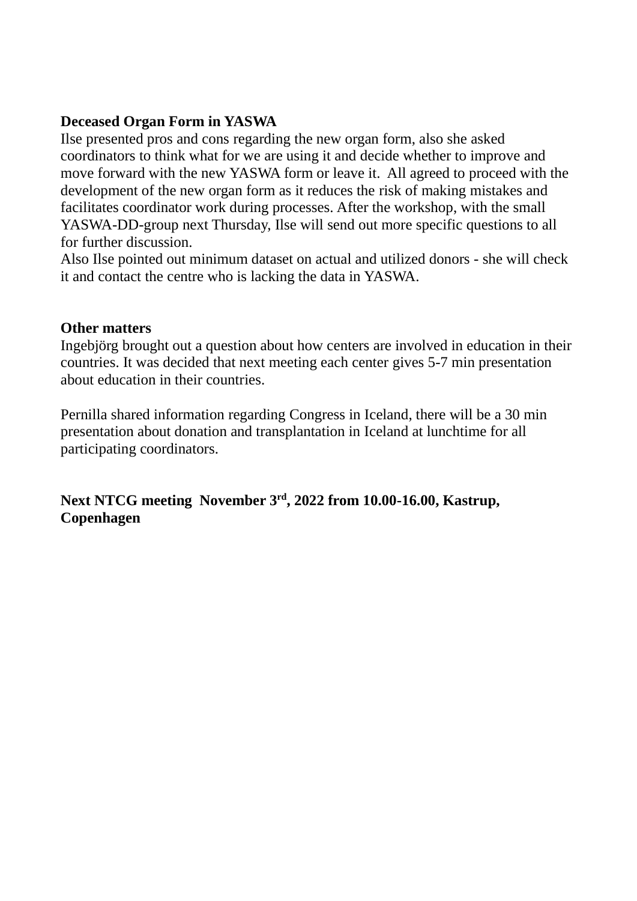**Deceased Organ Form in YASWA**

Ilse presented pros and cons regarding the new organ form, also she asked coordinators to think what for we are using it and decide whether to improve and move forward with the new YASWA form or leave it. All agreed to proceed with the development of the new organ form as it reduces the risk of making mistakes and facilitates coordinator work during processes. After the workshop, with the small YASWA-DD-group next Thursday, Ilse will send out more specific questions to all for further discussion.

Also Ilse pointed out minimum dataset on actual and utilized donors - she will check it and contact the centre who is lacking the data in YASWA.

**Other matters**

Ingebjörg brought out a question about how centers are involved in education in their countries. It was decided that next meeting each center gives 5-7 min presentation about education in their countries.

Pernilla shared information regarding Congress in Iceland, there will be a 30 min presentation about donation and transplantation in Iceland at lunchtime for all participating coordinators.

**Next NTCG meeting November 3rd, 2022 from 10.00-16.00, Kastrup, Copenhagen**